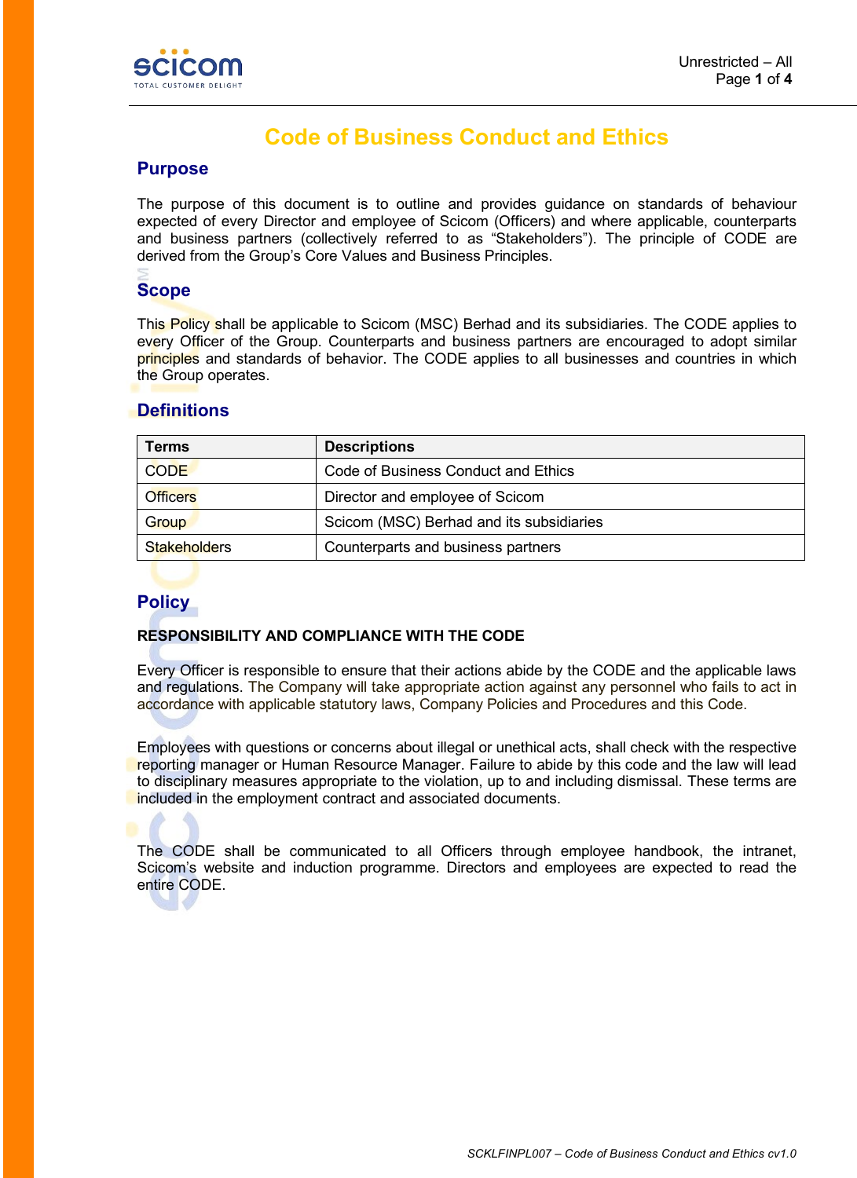# Code of Business Conduct and Ethics

## Purpose

The purpose of this document is to outline and provides guidance on standards of behaviour expected of every Director and employee of Scicom (Officers) and where applicable, counterparts and business partners (collectively referred to as "Stakeholders"). The principle of CODE are derived from the Group's Core Values and Business Principles.

## Scope

This Policy shall be applicable to Scicom (MSC) Berhad and its subsidiaries. The CODE applies to every Officer of the Group. Counterparts and business partners are encouraged to adopt similar principles and standards of behavior. The CODE applies to all businesses and countries in which the Group operates.

## Definitions

| Terms | Descriptions |
|---|---|
| CODE | Code of Business Conduct and Ethics |
| Officers | Director and employee of Scicom |
| Group | Scicom (MSC) Berhad and its subsidiaries |
| Stakeholders | Counterparts and business partners |

## Policy

### RESPONSIBILITY AND COMPLIANCE WITH THE CODE

Every Officer is responsible to ensure that their actions abide by the CODE and the applicable laws and regulations. The Company will take appropriate action against any personnel who fails to act in accordance with applicable statutory laws, Company Policies and Procedures and this Code.

Employees with questions or concerns about illegal or unethical acts, shall check with the respective reporting manager or Human Resource Manager. Failure to abide by this code and the law will lead to disciplinary measures appropriate to the violation, up to and including dismissal. These terms are included in the employment contract and associated documents.

The CODE shall be communicated to all Officers through employee handbook, the intranet, Scicom's website and induction programme. Directors and employees are expected to read the entire CODE.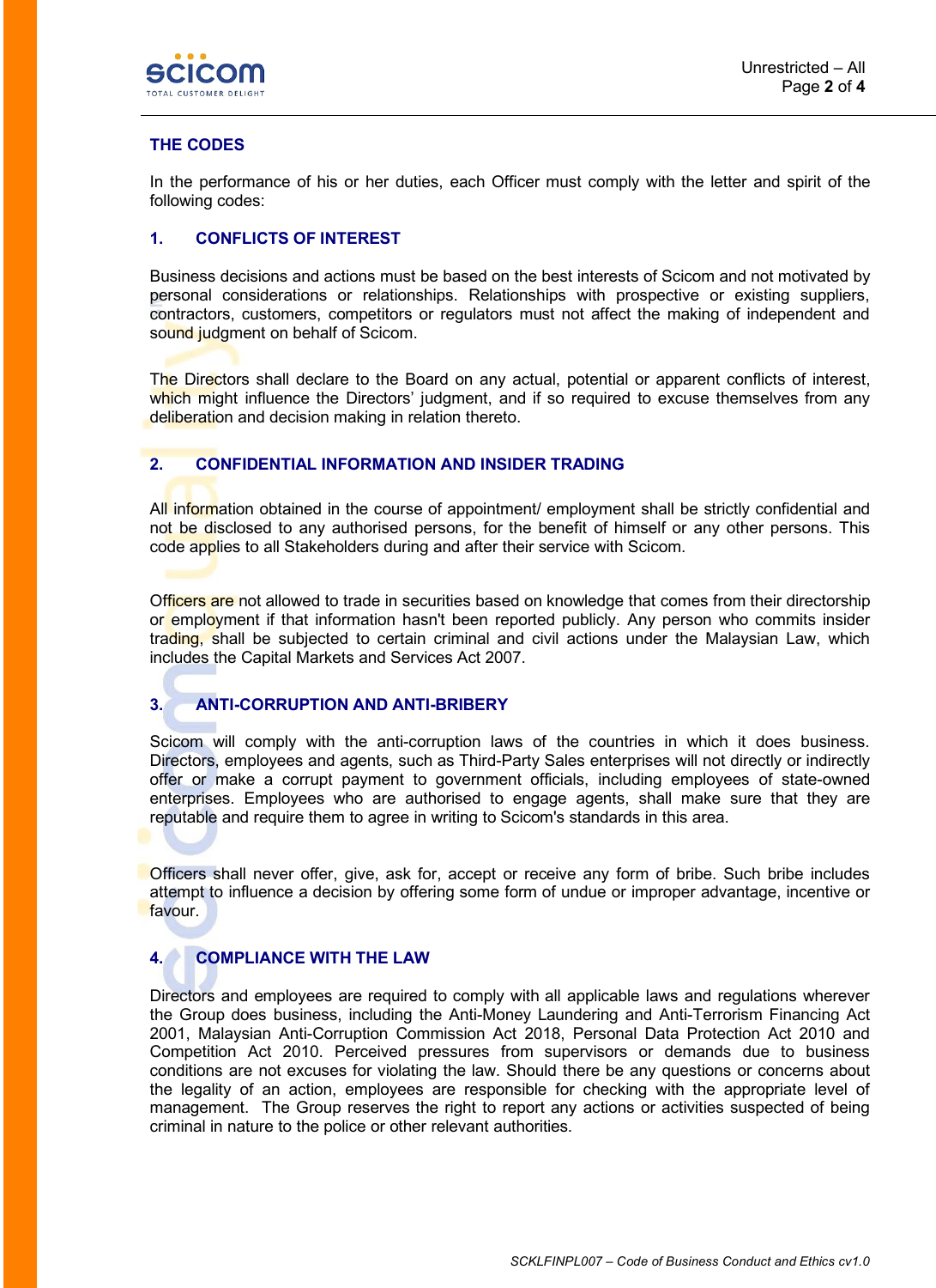## THE CODES

In the performance of his or her duties, each Officer must comply with the letter and spirit of the following codes:

### 1. CONFLICTS OF INTEREST

Business decisions and actions must be based on the best interests of Scicom and not motivated by personal considerations or relationships. Relationships with prospective or existing suppliers, contractors, customers, competitors or regulators must not affect the making of independent and sound judgment on behalf of Scicom.

The Directors shall declare to the Board on any actual, potential or apparent conflicts of interest, which might influence the Directors' judgment, and if so required to excuse themselves from any deliberation and decision making in relation thereto.

### 2. CONFIDENTIAL INFORMATION AND INSIDER TRADING

All information obtained in the course of appointment/ employment shall be strictly confidential and not be disclosed to any authorised persons, for the benefit of himself or any other persons. This code applies to all Stakeholders during and after their service with Scicom.

Officers are not allowed to trade in securities based on knowledge that comes from their directorship or employment if that information hasn't been reported publicly. Any person who commits insider trading, shall be subjected to certain criminal and civil actions under the Malaysian Law, which includes the Capital Markets and Services Act 2007.

### 3. ANTI-CORRUPTION AND ANTI-BRIBERY

Scicom will comply with the anti-corruption laws of the countries in which it does business. Directors, employees and agents, such as Third-Party Sales enterprises will not directly or indirectly offer or make a corrupt payment to government officials, including employees of state-owned enterprises. Employees who are authorised to engage agents, shall make sure that they are reputable and require them to agree in writing to Scicom's standards in this area.

Officers shall never offer, give, ask for, accept or receive any form of bribe. Such bribe includes attempt to influence a decision by offering some form of undue or improper advantage, incentive or favour.

### 4. COMPLIANCE WITH THE LAW

Directors and employees are required to comply with all applicable laws and regulations wherever the Group does business, including the Anti-Money Laundering and Anti-Terrorism Financing Act 2001, Malaysian Anti-Corruption Commission Act 2018, Personal Data Protection Act 2010 and Competition Act 2010. Perceived pressures from supervisors or demands due to business conditions are not excuses for violating the law. Should there be any questions or concerns about the legality of an action, employees are responsible for checking with the appropriate level of management. The Group reserves the right to report any actions or activities suspected of being criminal in nature to the police or other relevant authorities.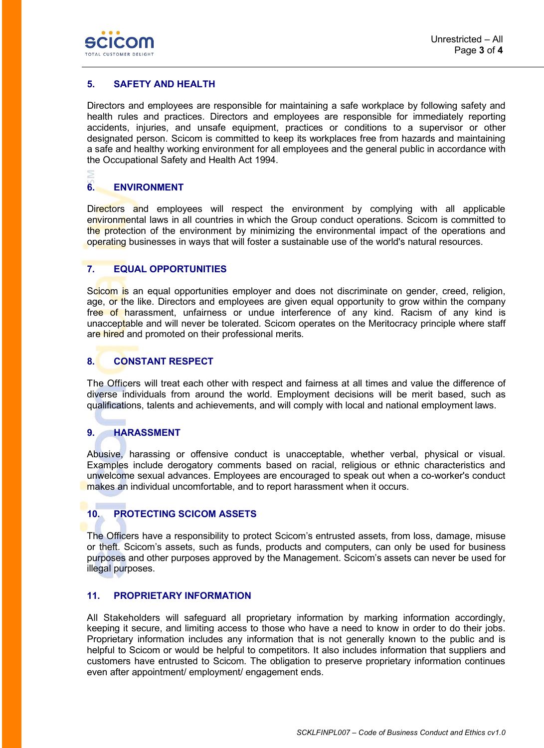## 5. SAFETY AND HEALTH

Directors and employees are responsible for maintaining a safe workplace by following safety and health rules and practices. Directors and employees are responsible for immediately reporting accidents, injuries, and unsafe equipment, practices or conditions to a supervisor or other designated person. Scicom is committed to keep its workplaces free from hazards and maintaining a safe and healthy working environment for all employees and the general public in accordance with the Occupational Safety and Health Act 1994.

## 6. ENVIRONMENT

Directors and employees will respect the environment by complying with all applicable environmental laws in all countries in which the Group conduct operations. Scicom is committed to the protection of the environment by minimizing the environmental impact of the operations and operating businesses in ways that will foster a sustainable use of the world's natural resources.

## 7. EQUAL OPPORTUNITIES

Scicom is an equal opportunities employer and does not discriminate on gender, creed, religion, age, or the like. Directors and employees are given equal opportunity to grow within the company free of harassment, unfairness or undue interference of any kind. Racism of any kind is unacceptable and will never be tolerated. Scicom operates on the Meritocracy principle where staff are hired and promoted on their professional merits.

## 8. CONSTANT RESPECT

The Officers will treat each other with respect and fairness at all times and value the difference of diverse individuals from around the world. Employment decisions will be merit based, such as qualifications, talents and achievements, and will comply with local and national employment laws.

## 9. HARASSMENT

Abusive, harassing or offensive conduct is unacceptable, whether verbal, physical or visual. Examples include derogatory comments based on racial, religious or ethnic characteristics and unwelcome sexual advances. Employees are encouraged to speak out when a co-worker's conduct makes an individual uncomfortable, and to report harassment when it occurs.

## 10. PROTECTING SCICOM ASSETS

The Officers have a responsibility to protect Scicom's entrusted assets, from loss, damage, misuse or theft. Scicom's assets, such as funds, products and computers, can only be used for business purposes and other purposes approved by the Management. Scicom's assets can never be used for illegal purposes.

## 11. PROPRIETARY INFORMATION

All Stakeholders will safeguard all proprietary information by marking information accordingly, keeping it secure, and limiting access to those who have a need to know in order to do their jobs. Proprietary information includes any information that is not generally known to the public and is helpful to Scicom or would be helpful to competitors. It also includes information that suppliers and customers have entrusted to Scicom. The obligation to preserve proprietary information continues even after appointment/ employment/ engagement ends.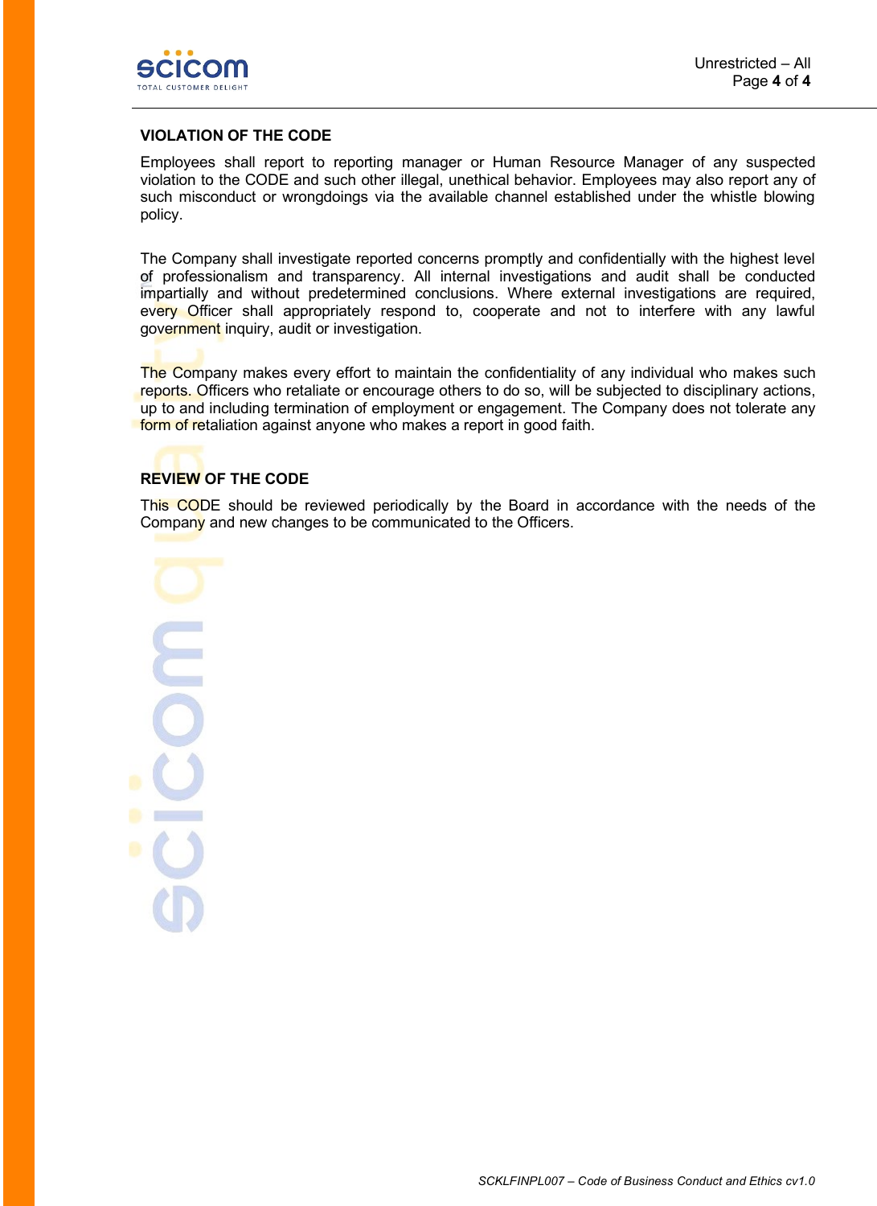## VIOLATION OF THE CODE

Employees shall report to reporting manager or Human Resource Manager of any suspected violation to the CODE and such other illegal, unethical behavior. Employees may also report any of such misconduct or wrongdoings via the available channel established under the whistle blowing policy.

The Company shall investigate reported concerns promptly and confidentially with the highest level of professionalism and transparency. All internal investigations and audit shall be conducted impartially and without predetermined conclusions. Where external investigations are required, every Officer shall appropriately respond to, cooperate and not to interfere with any lawful government inquiry, audit or investigation.

The Company makes every effort to maintain the confidentiality of any individual who makes such reports. Officers who retaliate or encourage others to do so, will be subjected to disciplinary actions, up to and including termination of employment or engagement. The Company does not tolerate any form of retaliation against anyone who makes a report in good faith.

## REVIEW OF THE CODE

This CODE should be reviewed periodically by the Board in accordance with the needs of the Company and new changes to be communicated to the Officers.